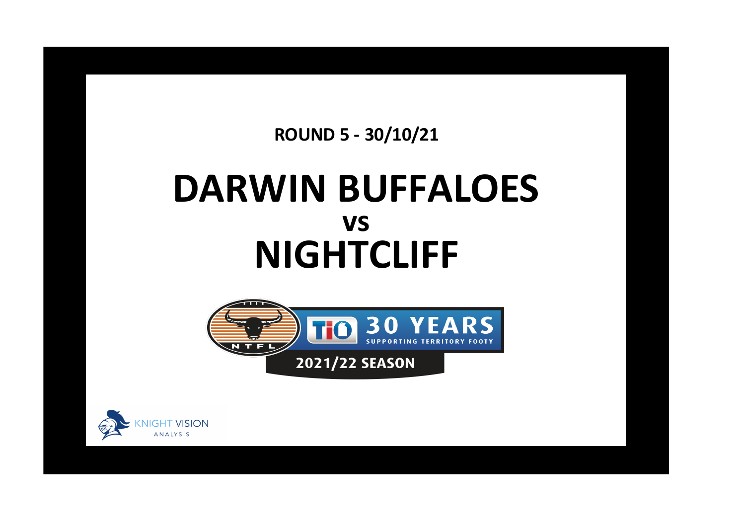**ROUND 5 - 30/10/21**

# DARWIN BUFFALOES

## vs

# NIGHTCLIFF

NTFL

TIO 30 YEARS SUPPORTING TERRITORY FOOTY

2021/22 SEASON

KNIGHT VISION ANALYSIS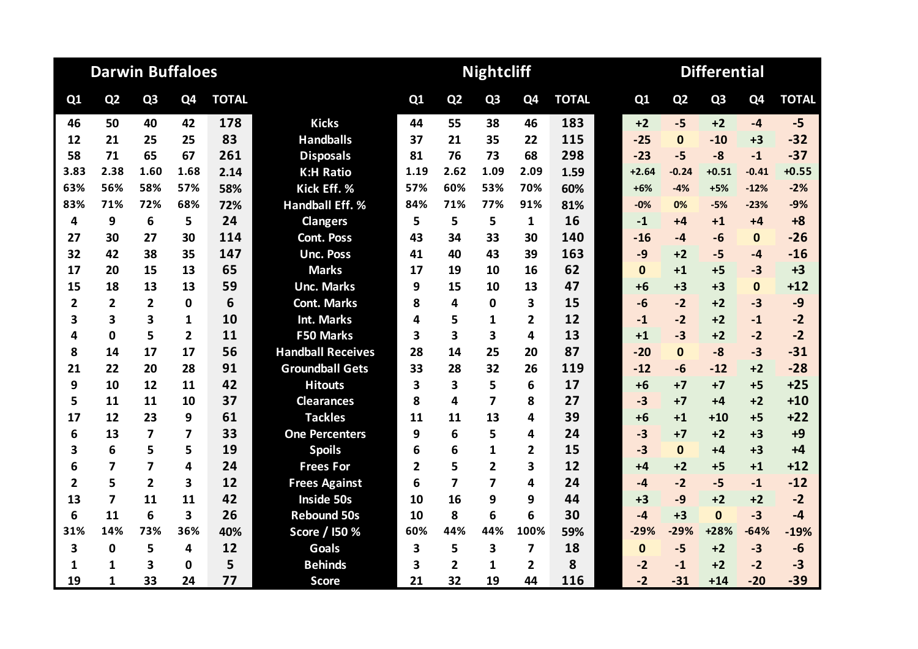| Darwin Buffaloes | | | | | | Nightcliff | | | | | Differential | | | | |
|---|---|---|---|---|---|---|---|---|---|---|---|---|---|---|---|
| Q1 | Q2 | Q3 | Q4 | TOTAL | | Q1 | Q2 | Q3 | Q4 | TOTAL | Q1 | Q2 | Q3 | Q4 | TOTAL |
| 46 | 50 | 40 | 42 | 178 | Kicks | 44 | 55 | 38 | 46 | 183 | +2 | -5 | +2 | -4 | -5 |
| 12 | 21 | 25 | 25 | 83 | Handballs | 37 | 21 | 35 | 22 | 115 | -25 | 0 | -10 | +3 | -32 |
| 58 | 71 | 65 | 67 | 261 | Disposals | 81 | 76 | 73 | 68 | 298 | -23 | -5 | -8 | -1 | -37 |
| 3.83 | 2.38 | 1.60 | 1.68 | 2.14 | K:H Ratio | 1.19 | 2.62 | 1.09 | 2.09 | 1.59 | +2.64 | -0.24 | +0.51 | -0.41 | +0.55 |
| 63% | 56% | 58% | 57% | 58% | Kick Eff. % | 57% | 60% | 53% | 70% | 60% | +6% | -4% | +5% | -12% | -2% |
| 83% | 71% | 72% | 68% | 72% | Handball Eff. % | 84% | 71% | 77% | 91% | 81% | -0% | 0% | -5% | -23% | -9% |
| 4 | 9 | 6 | 5 | 24 | Clangers | 5 | 5 | 5 | 1 | 16 | -1 | +4 | +1 | +4 | +8 |
| 27 | 30 | 27 | 30 | 114 | Cont. Poss | 43 | 34 | 33 | 30 | 140 | -16 | -4 | -6 | 0 | -26 |
| 32 | 42 | 38 | 35 | 147 | Unc. Poss | 41 | 40 | 43 | 39 | 163 | -9 | +2 | -5 | -4 | -16 |
| 17 | 20 | 15 | 13 | 65 | Marks | 17 | 19 | 10 | 16 | 62 | 0 | +1 | +5 | -3 | +3 |
| 15 | 18 | 13 | 13 | 59 | Unc. Marks | 9 | 15 | 10 | 13 | 47 | +6 | +3 | +3 | 0 | +12 |
| 2 | 2 | 2 | 0 | 6 | Cont. Marks | 8 | 4 | 0 | 3 | 15 | -6 | -2 | +2 | -3 | -9 |
| 3 | 3 | 3 | 1 | 10 | Int. Marks | 4 | 5 | 1 | 2 | 12 | -1 | -2 | +2 | -1 | -2 |
| 4 | 0 | 5 | 2 | 11 | F50 Marks | 3 | 3 | 3 | 4 | 13 | +1 | -3 | +2 | -2 | -2 |
| 8 | 14 | 17 | 17 | 56 | Handball Receives | 28 | 14 | 25 | 20 | 87 | -20 | 0 | -8 | -3 | -31 |
| 21 | 22 | 20 | 28 | 91 | Groundball Gets | 33 | 28 | 32 | 26 | 119 | -12 | -6 | -12 | +2 | -28 |
| 9 | 10 | 12 | 11 | 42 | Hitouts | 3 | 3 | 5 | 6 | 17 | +6 | +7 | +7 | +5 | +25 |
| 5 | 11 | 11 | 10 | 37 | Clearances | 8 | 4 | 7 | 8 | 27 | -3 | +7 | +4 | +2 | +10 |
| 17 | 12 | 23 | 9 | 61 | Tackles | 11 | 11 | 13 | 4 | 39 | +6 | +1 | +10 | +5 | +22 |
| 6 | 13 | 7 | 7 | 33 | One Percenters | 9 | 6 | 5 | 4 | 24 | -3 | +7 | +2 | +3 | +9 |
| 3 | 6 | 5 | 5 | 19 | Spoils | 6 | 6 | 1 | 2 | 15 | -3 | 0 | +4 | +3 | +4 |
| 6 | 7 | 7 | 4 | 24 | Frees For | 2 | 5 | 2 | 3 | 12 | +4 | +2 | +5 | +1 | +12 |
| 2 | 5 | 2 | 3 | 12 | Frees Against | 6 | 7 | 7 | 4 | 24 | -4 | -2 | -5 | -1 | -12 |
| 13 | 7 | 11 | 11 | 42 | Inside 50s | 10 | 16 | 9 | 9 | 44 | +3 | -9 | +2 | +2 | -2 |
| 6 | 11 | 6 | 3 | 26 | Rebound 50s | 10 | 8 | 6 | 6 | 30 | -4 | +3 | 0 | -3 | -4 |
| 31% | 14% | 73% | 36% | 40% | Score / I50 % | 60% | 44% | 44% | 100% | 59% | -29% | -29% | +28% | -64% | -19% |
| 3 | 0 | 5 | 4 | 12 | Goals | 3 | 5 | 3 | 7 | 18 | 0 | -5 | +2 | -3 | -6 |
| 1 | 1 | 3 | 0 | 5 | Behinds | 3 | 2 | 1 | 2 | 8 | -2 | -1 | +2 | -2 | -3 |
| 19 | 1 | 33 | 24 | 77 | Score | 21 | 32 | 19 | 44 | 116 | -2 | -31 | +14 | -20 | -39 |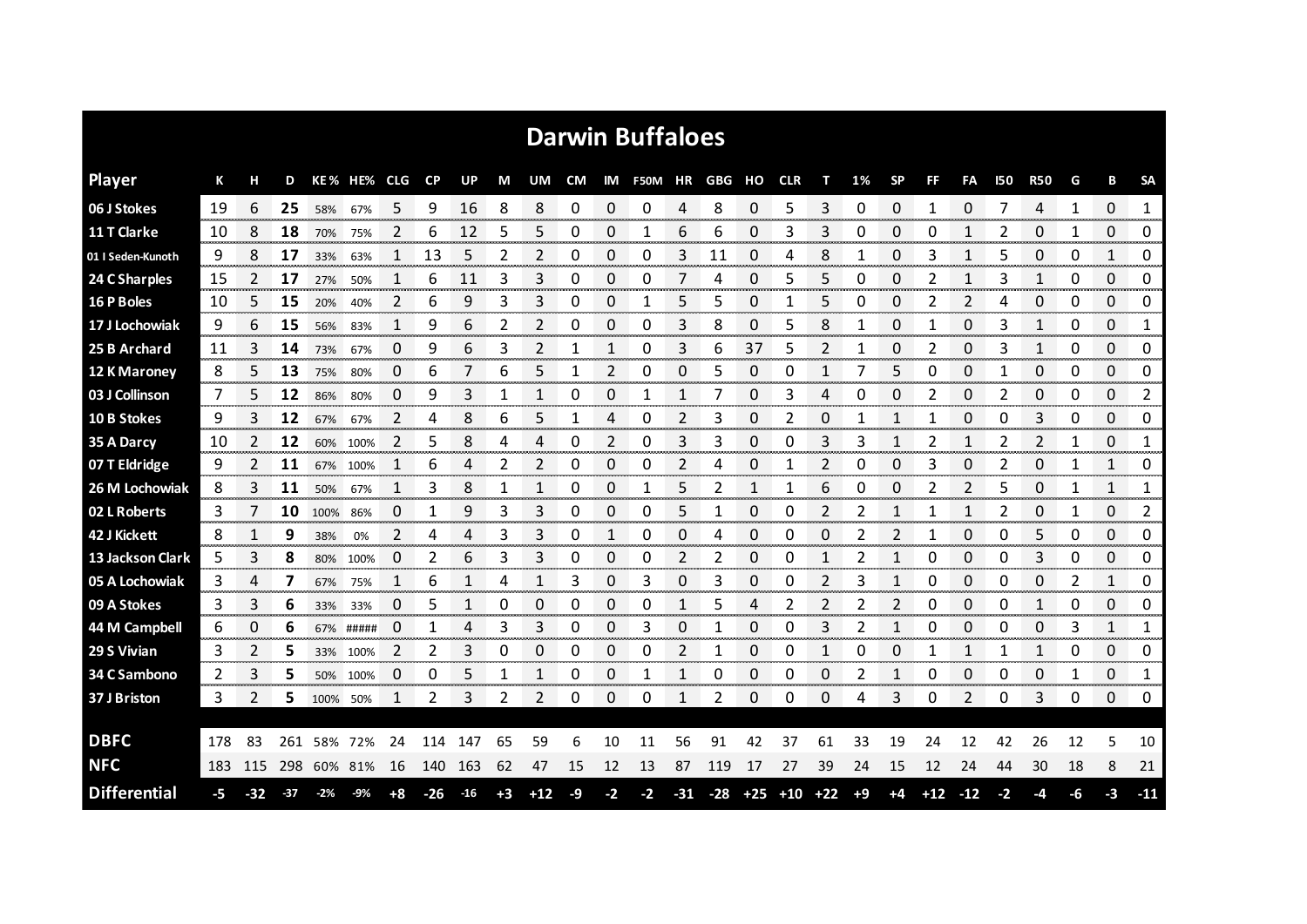# Darwin Buffaloes

| Player | K | H | D | KE % | HE% | CLG | CP | UP | M | UM | CM | IM | F50M | HR | GBG | HO | CLR | T | 1% | SP | FF | FA | I50 | R50 | G | B | SA |
|---|---|---|---|---|---|---|---|---|---|---|---|---|---|---|---|---|---|---|---|---|---|---|---|---|---|---|---|
| 06 J Stokes | 19 | 6 | **25** | 58% | 67% | 5 | 9 | 16 | 8 | 8 | 0 | 0 | 0 | 4 | 8 | 0 | 5 | 3 | 0 | 0 | 1 | 0 | 7 | 4 | 1 | 0 | 1 |
| 11 T Clarke | 10 | 8 | **18** | 70% | 75% | 2 | 6 | 12 | 5 | 5 | 0 | 0 | 1 | 6 | 6 | 0 | 3 | 3 | 0 | 0 | 0 | 1 | 2 | 0 | 1 | 0 | 0 |
| 01 I Seden-Kunoth | 9 | 8 | **17** | 33% | 63% | 1 | 13 | 5 | 2 | 2 | 0 | 0 | 0 | 3 | 11 | 0 | 4 | 8 | 1 | 0 | 3 | 1 | 5 | 0 | 0 | 1 | 0 |
| 24 C Sharples | 15 | 2 | **17** | 27% | 50% | 1 | 6 | 11 | 3 | 3 | 0 | 0 | 0 | 7 | 4 | 0 | 5 | 5 | 0 | 0 | 2 | 1 | 3 | 1 | 0 | 0 | 0 |
| 16 P Boles | 10 | 5 | **15** | 20% | 40% | 2 | 6 | 9 | 3 | 3 | 0 | 0 | 1 | 5 | 5 | 0 | 1 | 5 | 0 | 0 | 2 | 2 | 4 | 0 | 0 | 0 | 0 |
| 17 J Lochowiak | 9 | 6 | **15** | 56% | 83% | 1 | 9 | 6 | 2 | 2 | 0 | 0 | 0 | 3 | 8 | 0 | 5 | 8 | 1 | 0 | 1 | 0 | 3 | 1 | 0 | 0 | 1 |
| 25 B Archard | 11 | 3 | **14** | 73% | 67% | 0 | 9 | 6 | 3 | 2 | 1 | 1 | 0 | 3 | 6 | 37 | 5 | 2 | 1 | 0 | 2 | 0 | 3 | 1 | 0 | 0 | 0 |
| 12 K Maroney | 8 | 5 | **13** | 75% | 80% | 0 | 6 | 7 | 6 | 5 | 1 | 2 | 0 | 0 | 5 | 0 | 0 | 1 | 7 | 5 | 0 | 0 | 1 | 0 | 0 | 0 | 0 |
| 03 J Collinson | 7 | 5 | **12** | 86% | 80% | 0 | 9 | 3 | 1 | 1 | 0 | 0 | 1 | 1 | 7 | 0 | 3 | 4 | 0 | 0 | 2 | 0 | 2 | 0 | 0 | 0 | 2 |
| 10 B Stokes | 9 | 3 | **12** | 67% | 67% | 2 | 4 | 8 | 6 | 5 | 1 | 4 | 0 | 2 | 3 | 0 | 2 | 0 | 1 | 1 | 1 | 0 | 0 | 3 | 0 | 0 | 0 |
| 35 A Darcy | 10 | 2 | **12** | 60% | 100% | 2 | 5 | 8 | 4 | 4 | 0 | 2 | 0 | 3 | 3 | 0 | 0 | 3 | 3 | 1 | 2 | 1 | 2 | 2 | 1 | 0 | 1 |
| 07 T Eldridge | 9 | 2 | **11** | 67% | 100% | 1 | 6 | 4 | 2 | 2 | 0 | 0 | 0 | 2 | 4 | 0 | 1 | 2 | 0 | 0 | 3 | 0 | 2 | 0 | 1 | 1 | 0 |
| 26 M Lochowiak | 8 | 3 | **11** | 50% | 67% | 1 | 3 | 8 | 1 | 1 | 0 | 0 | 1 | 5 | 2 | 1 | 1 | 6 | 0 | 0 | 2 | 2 | 5 | 0 | 1 | 1 | 1 |
| 02 L Roberts | 3 | 7 | **10** | 100% | 86% | 0 | 1 | 9 | 3 | 3 | 0 | 0 | 0 | 5 | 1 | 0 | 0 | 2 | 2 | 1 | 1 | 1 | 2 | 0 | 1 | 0 | 2 |
| 42 J Kickett | 8 | 1 | **9** | 38% | 0% | 2 | 4 | 4 | 3 | 3 | 0 | 1 | 0 | 0 | 4 | 0 | 0 | 0 | 2 | 2 | 1 | 0 | 0 | 5 | 0 | 0 | 0 |
| 13 Jackson Clark | 5 | 3 | **8** | 80% | 100% | 0 | 2 | 6 | 3 | 3 | 0 | 0 | 0 | 2 | 2 | 0 | 0 | 1 | 2 | 1 | 0 | 0 | 0 | 3 | 0 | 0 | 0 |
| 05 A Lochowiak | 3 | 4 | **7** | 67% | 75% | 1 | 6 | 1 | 4 | 1 | 3 | 0 | 3 | 0 | 3 | 0 | 0 | 2 | 3 | 1 | 0 | 0 | 0 | 0 | 2 | 1 | 0 |
| 09 A Stokes | 3 | 3 | **6** | 33% | 33% | 0 | 5 | 1 | 0 | 0 | 0 | 0 | 0 | 1 | 5 | 4 | 2 | 2 | 2 | 2 | 0 | 0 | 0 | 1 | 0 | 0 | 0 |
| 44 M Campbell | 6 | 0 | **6** | 67% | ##### | 0 | 1 | 4 | 3 | 3 | 0 | 0 | 3 | 0 | 1 | 0 | 0 | 3 | 2 | 1 | 0 | 0 | 0 | 0 | 3 | 1 | 1 |
| 29 S Vivian | 3 | 2 | **5** | 33% | 100% | 2 | 2 | 3 | 0 | 0 | 0 | 0 | 0 | 2 | 1 | 0 | 0 | 1 | 0 | 0 | 1 | 1 | 1 | 1 | 0 | 0 | 0 |
| 34 C Sambono | 2 | 3 | **5** | 50% | 100% | 0 | 0 | 5 | 1 | 1 | 0 | 0 | 1 | 1 | 0 | 0 | 0 | 0 | 2 | 1 | 0 | 0 | 0 | 0 | 1 | 0 | 1 |
| 37 J Briston | 3 | 2 | **5** | 100% | 50% | 1 | 2 | 3 | 2 | 2 | 0 | 0 | 0 | 1 | 2 | 0 | 0 | 0 | 4 | 3 | 0 | 2 | 0 | 3 | 0 | 0 | 0 |
| **DBFC** | 178 | 83 | 261 | 58% | 72% | 24 | 114 | 147 | 65 | 59 | 6 | 10 | 11 | 56 | 91 | 42 | 37 | 61 | 33 | 19 | 24 | 12 | 42 | 26 | 12 | 5 | 10 |
| **NFC** | 183 | 115 | 298 | 60% | 81% | 16 | 140 | 163 | 62 | 47 | 15 | 12 | 13 | 87 | 119 | 17 | 27 | 39 | 24 | 15 | 12 | 24 | 44 | 30 | 18 | 8 | 21 |
| **Differential** | -5 | -32 | -37 | -2% | -9% | +8 | -26 | -16 | +3 | +12 | -9 | -2 | -2 | -31 | -28 | +25 | +10 | +22 | +9 | +4 | +12 | -12 | -2 | -4 | -6 | -3 | -11 |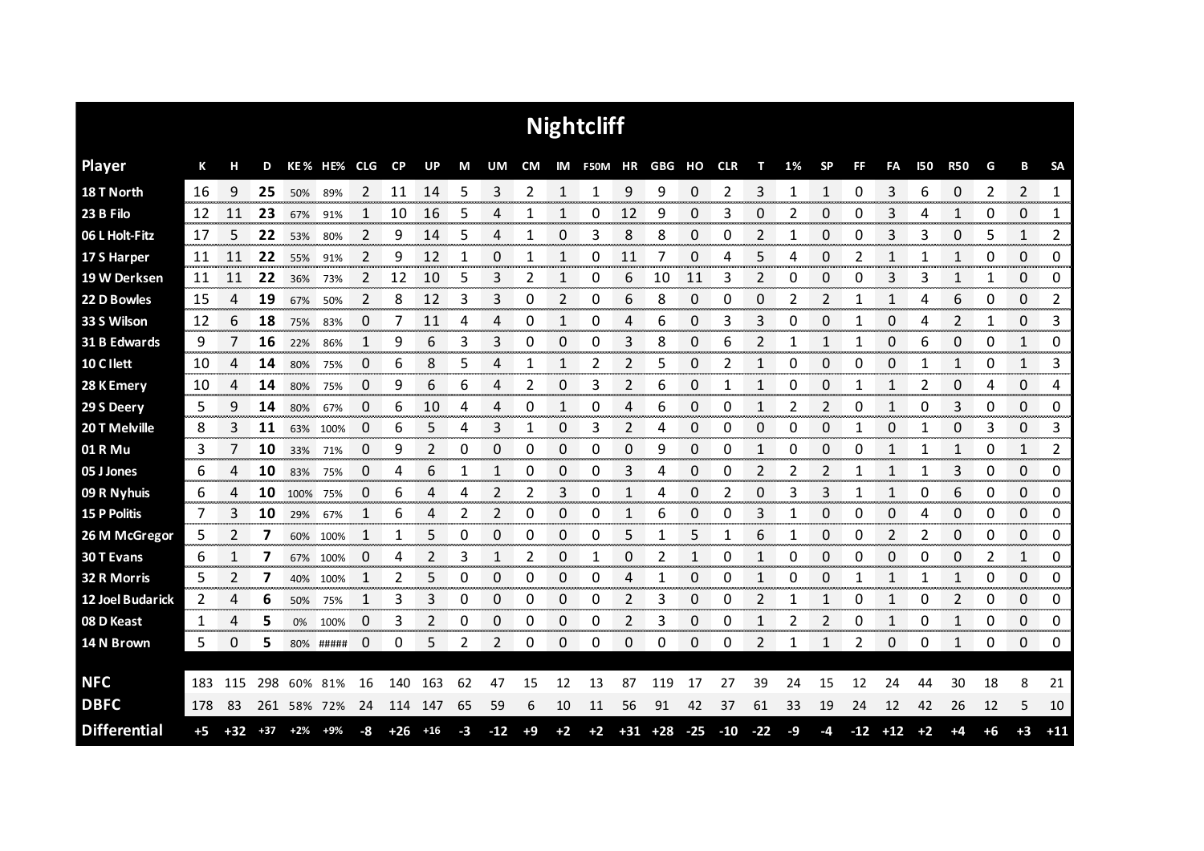# Nightcliff

| Player | K | H | D | KE % | HE% | CLG | CP | UP | M | UM | CM | IM | F50M | HR | GBG | HO | CLR | T | 1% | SP | FF | FA | I50 | R50 | G | B | SA |
|---|---|---|---|---|---|---|---|---|---|---|---|---|---|---|---|---|---|---|---|---|---|---|---|---|---|---|---|
| 18 T North | 16 | 9 | **25** | 50% | 89% | 2 | 11 | 14 | 5 | 3 | 2 | 1 | 1 | 9 | 9 | 0 | 2 | 3 | 1 | 1 | 0 | 3 | 6 | 0 | 2 | 2 | 1 |
| 23 B Filo | 12 | 11 | **23** | 67% | 91% | 1 | 10 | 16 | 5 | 4 | 1 | 1 | 0 | 12 | 9 | 0 | 3 | 0 | 2 | 0 | 0 | 3 | 4 | 1 | 0 | 0 | 1 |
| 06 L Holt-Fitz | 17 | 5 | **22** | 53% | 80% | 2 | 9 | 14 | 5 | 4 | 1 | 0 | 3 | 8 | 8 | 0 | 0 | 2 | 1 | 0 | 0 | 3 | 3 | 0 | 5 | 1 | 2 |
| 17 S Harper | 11 | 11 | **22** | 55% | 91% | 2 | 9 | 12 | 1 | 0 | 1 | 1 | 0 | 11 | 7 | 0 | 4 | 5 | 4 | 0 | 2 | 1 | 1 | 1 | 0 | 0 | 0 |
| 19 W Derksen | 11 | 11 | **22** | 36% | 73% | 2 | 12 | 10 | 5 | 3 | 2 | 1 | 0 | 6 | 10 | 11 | 3 | 2 | 0 | 0 | 0 | 3 | 3 | 1 | 1 | 0 | 0 |
| 22 D Bowles | 15 | 4 | **19** | 67% | 50% | 2 | 8 | 12 | 3 | 3 | 0 | 2 | 0 | 6 | 8 | 0 | 0 | 0 | 2 | 2 | 1 | 1 | 4 | 6 | 0 | 0 | 2 |
| 33 S Wilson | 12 | 6 | **18** | 75% | 83% | 0 | 7 | 11 | 4 | 4 | 0 | 1 | 0 | 4 | 6 | 0 | 3 | 3 | 0 | 0 | 1 | 0 | 4 | 2 | 1 | 0 | 3 |
| 31 B Edwards | 9 | 7 | **16** | 22% | 86% | 1 | 9 | 6 | 3 | 3 | 0 | 0 | 0 | 3 | 8 | 0 | 6 | 2 | 1 | 1 | 1 | 0 | 6 | 0 | 0 | 1 | 0 |
| 10 C Ilett | 10 | 4 | **14** | 80% | 75% | 0 | 6 | 8 | 5 | 4 | 1 | 1 | 2 | 2 | 5 | 0 | 2 | 1 | 0 | 0 | 0 | 0 | 1 | 1 | 0 | 1 | 3 |
| 28 K Emery | 10 | 4 | **14** | 80% | 75% | 0 | 9 | 6 | 6 | 4 | 2 | 0 | 3 | 2 | 6 | 0 | 1 | 1 | 0 | 0 | 1 | 1 | 2 | 0 | 4 | 0 | 4 |
| 29 S Deery | 5 | 9 | **14** | 80% | 67% | 0 | 6 | 10 | 4 | 4 | 0 | 1 | 0 | 4 | 6 | 0 | 0 | 1 | 2 | 2 | 0 | 1 | 0 | 3 | 0 | 0 | 0 |
| 20 T Melville | 8 | 3 | **11** | 63% | 100% | 0 | 6 | 5 | 4 | 3 | 1 | 0 | 3 | 2 | 4 | 0 | 0 | 0 | 0 | 0 | 1 | 0 | 1 | 0 | 3 | 0 | 3 |
| 01 R Mu | 3 | 7 | **10** | 33% | 71% | 0 | 9 | 2 | 0 | 0 | 0 | 0 | 0 | 0 | 9 | 0 | 0 | 1 | 0 | 0 | 0 | 1 | 1 | 1 | 0 | 1 | 2 |
| 05 J Jones | 6 | 4 | **10** | 83% | 75% | 0 | 4 | 6 | 1 | 1 | 0 | 0 | 0 | 3 | 4 | 0 | 0 | 2 | 2 | 2 | 1 | 1 | 1 | 3 | 0 | 0 | 0 |
| 09 R Nyhuis | 6 | 4 | **10** | 100% | 75% | 0 | 6 | 4 | 4 | 2 | 2 | 3 | 0 | 1 | 4 | 0 | 2 | 0 | 3 | 3 | 1 | 1 | 0 | 6 | 0 | 0 | 0 |
| 15 P Politis | 7 | 3 | **10** | 29% | 67% | 1 | 6 | 4 | 2 | 2 | 0 | 0 | 0 | 1 | 6 | 0 | 0 | 3 | 1 | 0 | 0 | 0 | 4 | 0 | 0 | 0 | 0 |
| 26 M McGregor | 5 | 2 | **7** | 60% | 100% | 1 | 1 | 5 | 0 | 0 | 0 | 0 | 0 | 5 | 1 | 5 | 1 | 6 | 1 | 0 | 0 | 2 | 2 | 0 | 0 | 0 | 0 |
| 30 T Evans | 6 | 1 | **7** | 67% | 100% | 0 | 4 | 2 | 3 | 1 | 2 | 0 | 1 | 0 | 2 | 1 | 0 | 1 | 0 | 0 | 0 | 0 | 0 | 0 | 2 | 1 | 0 |
| 32 R Morris | 5 | 2 | **7** | 40% | 100% | 1 | 2 | 5 | 0 | 0 | 0 | 0 | 0 | 4 | 1 | 0 | 0 | 1 | 0 | 0 | 1 | 1 | 1 | 1 | 0 | 0 | 0 |
| 12 Joel Budarick | 2 | 4 | **6** | 50% | 75% | 1 | 3 | 3 | 0 | 0 | 0 | 0 | 0 | 2 | 3 | 0 | 0 | 2 | 1 | 1 | 0 | 1 | 0 | 2 | 0 | 0 | 0 |
| 08 D Keast | 1 | 4 | **5** | 0% | 100% | 0 | 3 | 2 | 0 | 0 | 0 | 0 | 0 | 2 | 3 | 0 | 0 | 1 | 2 | 2 | 0 | 1 | 0 | 1 | 0 | 0 | 0 |
| 14 N Brown | 5 | 0 | **5** | 80% | ##### | 0 | 0 | 5 | 2 | 2 | 0 | 0 | 0 | 0 | 0 | 0 | 0 | 2 | 1 | 1 | 2 | 0 | 0 | 1 | 0 | 0 | 0 |
| **NFC** | 183 | 115 | 298 | 60% | 81% | 16 | 140 | 163 | 62 | 47 | 15 | 12 | 13 | 87 | 119 | 17 | 27 | 39 | 24 | 15 | 12 | 24 | 44 | 30 | 18 | 8 | 21 |
| **DBFC** | 178 | 83 | 261 | 58% | 72% | 24 | 114 | 147 | 65 | 59 | 6 | 10 | 11 | 56 | 91 | 42 | 37 | 61 | 33 | 19 | 24 | 12 | 42 | 26 | 12 | 5 | 10 |
| **Differential** | +5 | +32 | +37 | +2% | +9% | -8 | +26 | +16 | -3 | -12 | +9 | +2 | +2 | +31 | +28 | -25 | -10 | -22 | -9 | -4 | -12 | +12 | +2 | +4 | +6 | +3 | +11 |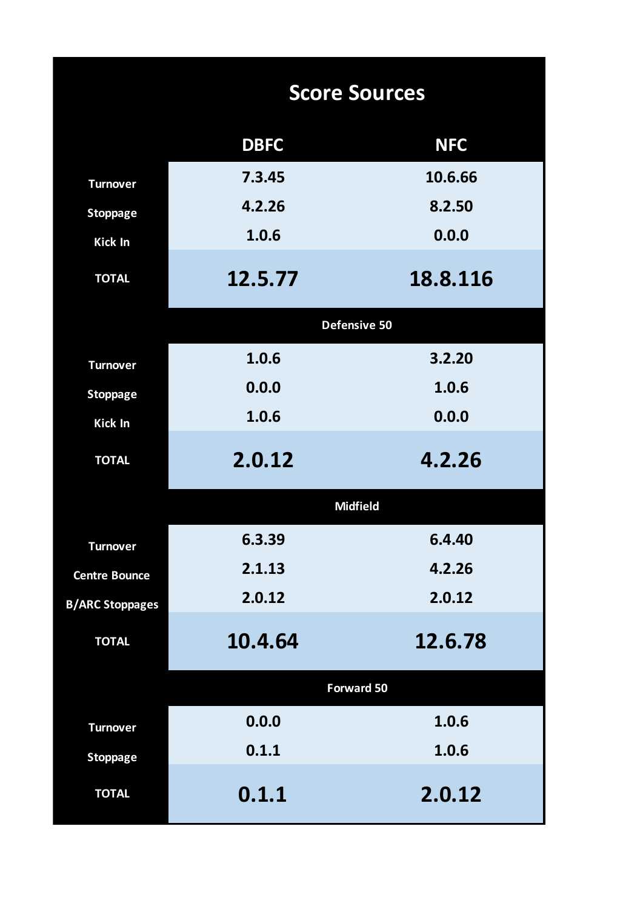## Score Sources

| | DBFC | NFC |
|---|---|---|
| Turnover | 7.3.45 | 10.6.66 |
| Stoppage | 4.2.26 | 8.2.50 |
| Kick In | 1.0.6 | 0.0.0 |
| **TOTAL** | **12.5.77** | **18.8.116** |
| **Defensive 50** | | |
| Turnover | 1.0.6 | 3.2.20 |
| Stoppage | 0.0.0 | 1.0.6 |
| Kick In | 1.0.6 | 0.0.0 |
| **TOTAL** | **2.0.12** | **4.2.26** |
| **Midfield** | | |
| Turnover | 6.3.39 | 6.4.40 |
| Centre Bounce | 2.1.13 | 4.2.26 |
| B/ARC Stoppages | 2.0.12 | 2.0.12 |
| **TOTAL** | **10.4.64** | **12.6.78** |
| **Forward 50** | | |
| Turnover | 0.0.0 | 1.0.6 |
| Stoppage | 0.1.1 | 1.0.6 |
| **TOTAL** | **0.1.1** | **2.0.12** |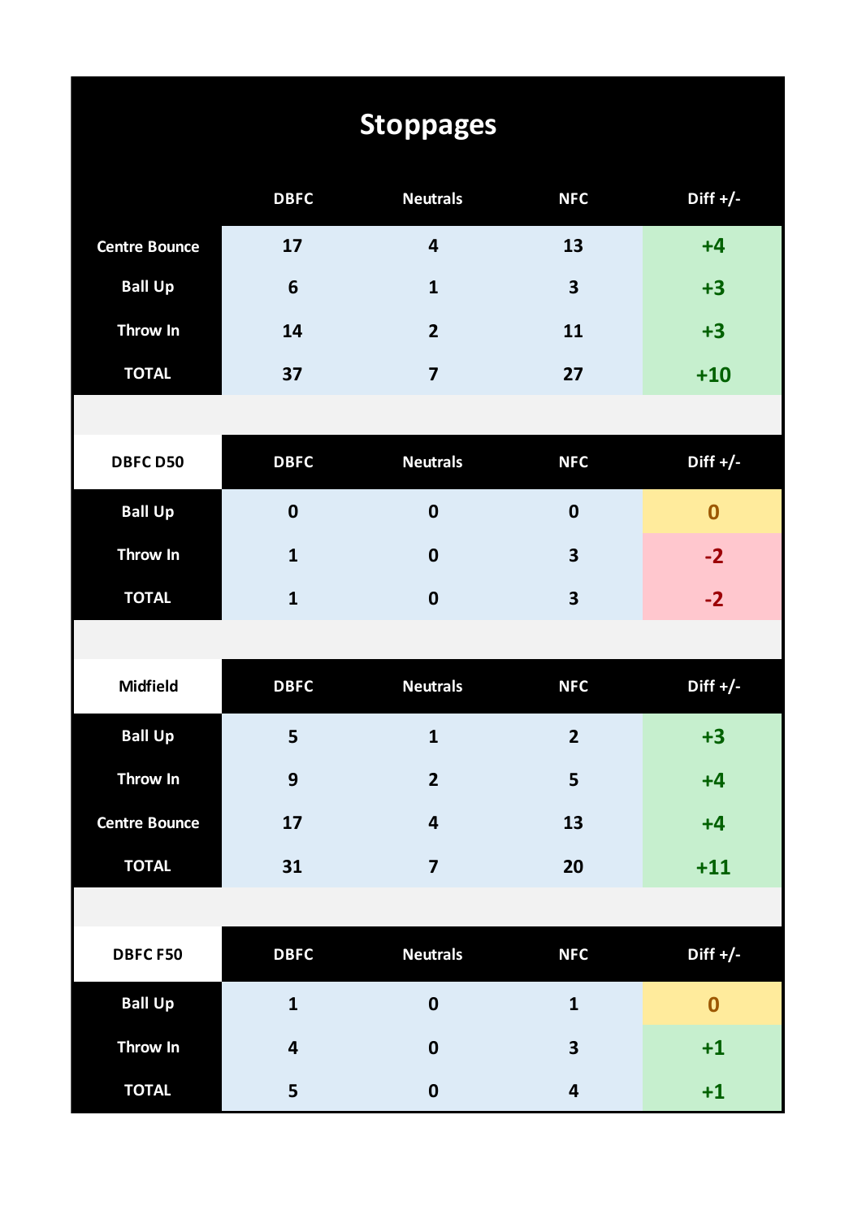# Stoppages

| | DBFC | Neutrals | NFC | Diff +/- |
|---|---|---|---|---|
| Centre Bounce | 17 | 4 | 13 | +4 |
| Ball Up | 6 | 1 | 3 | +3 |
| Throw In | 14 | 2 | 11 | +3 |
| TOTAL | 37 | 7 | 27 | +10 |

| DBFC D50 | DBFC | Neutrals | NFC | Diff +/- |
|---|---|---|---|---|
| Ball Up | 0 | 0 | 0 | 0 |
| Throw In | 1 | 0 | 3 | -2 |
| TOTAL | 1 | 0 | 3 | -2 |

| Midfield | DBFC | Neutrals | NFC | Diff +/- |
|---|---|---|---|---|
| Ball Up | 5 | 1 | 2 | +3 |
| Throw In | 9 | 2 | 5 | +4 |
| Centre Bounce | 17 | 4 | 13 | +4 |
| TOTAL | 31 | 7 | 20 | +11 |

| DBFC F50 | DBFC | Neutrals | NFC | Diff +/- |
|---|---|---|---|---|
| Ball Up | 1 | 0 | 1 | 0 |
| Throw In | 4 | 0 | 3 | +1 |
| TOTAL | 5 | 0 | 4 | +1 |